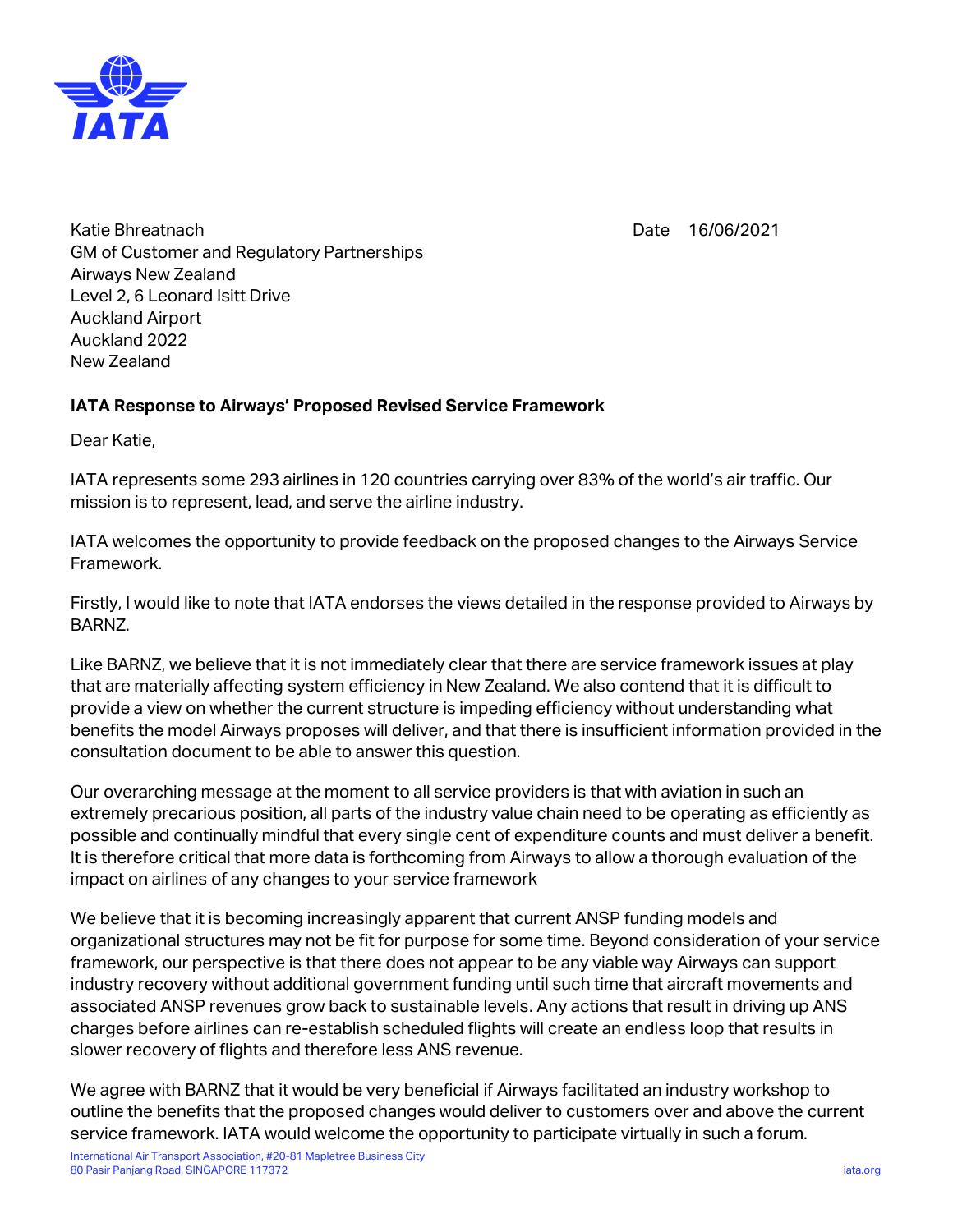Katie Bhreatnach
GM of Customer and Regulatory Partnerships
Airways New Zealand
Level 2, 6 Leonard Isitt Drive
Auckland Airport
Auckland 2022
New Zealand

Date 16/06/2021

**IATA Response to Airways' Proposed Revised Service Framework**

Dear Katie,

IATA represents some 293 airlines in 120 countries carrying over 83% of the world's air traffic. Our mission is to represent, lead, and serve the airline industry.

IATA welcomes the opportunity to provide feedback on the proposed changes to the Airways Service Framework.

Firstly, I would like to note that IATA endorses the views detailed in the response provided to Airways by BARNZ.

Like BARNZ, we believe that it is not immediately clear that there are service framework issues at play that are materially affecting system efficiency in New Zealand. We also contend that it is difficult to provide a view on whether the current structure is impeding efficiency without understanding what benefits the model Airways proposes will deliver, and that there is insufficient information provided in the consultation document to be able to answer this question.

Our overarching message at the moment to all service providers is that with aviation in such an extremely precarious position, all parts of the industry value chain need to be operating as efficiently as possible and continually mindful that every single cent of expenditure counts and must deliver a benefit. It is therefore critical that more data is forthcoming from Airways to allow a thorough evaluation of the impact on airlines of any changes to your service framework

We believe that it is becoming increasingly apparent that current ANSP funding models and organizational structures may not be fit for purpose for some time. Beyond consideration of your service framework, our perspective is that there does not appear to be any viable way Airways can support industry recovery without additional government funding until such time that aircraft movements and associated ANSP revenues grow back to sustainable levels. Any actions that result in driving up ANS charges before airlines can re-establish scheduled flights will create an endless loop that results in slower recovery of flights and therefore less ANS revenue.

We agree with BARNZ that it would be very beneficial if Airways facilitated an industry workshop to outline the benefits that the proposed changes would deliver to customers over and above the current service framework. IATA would welcome the opportunity to participate virtually in such a forum.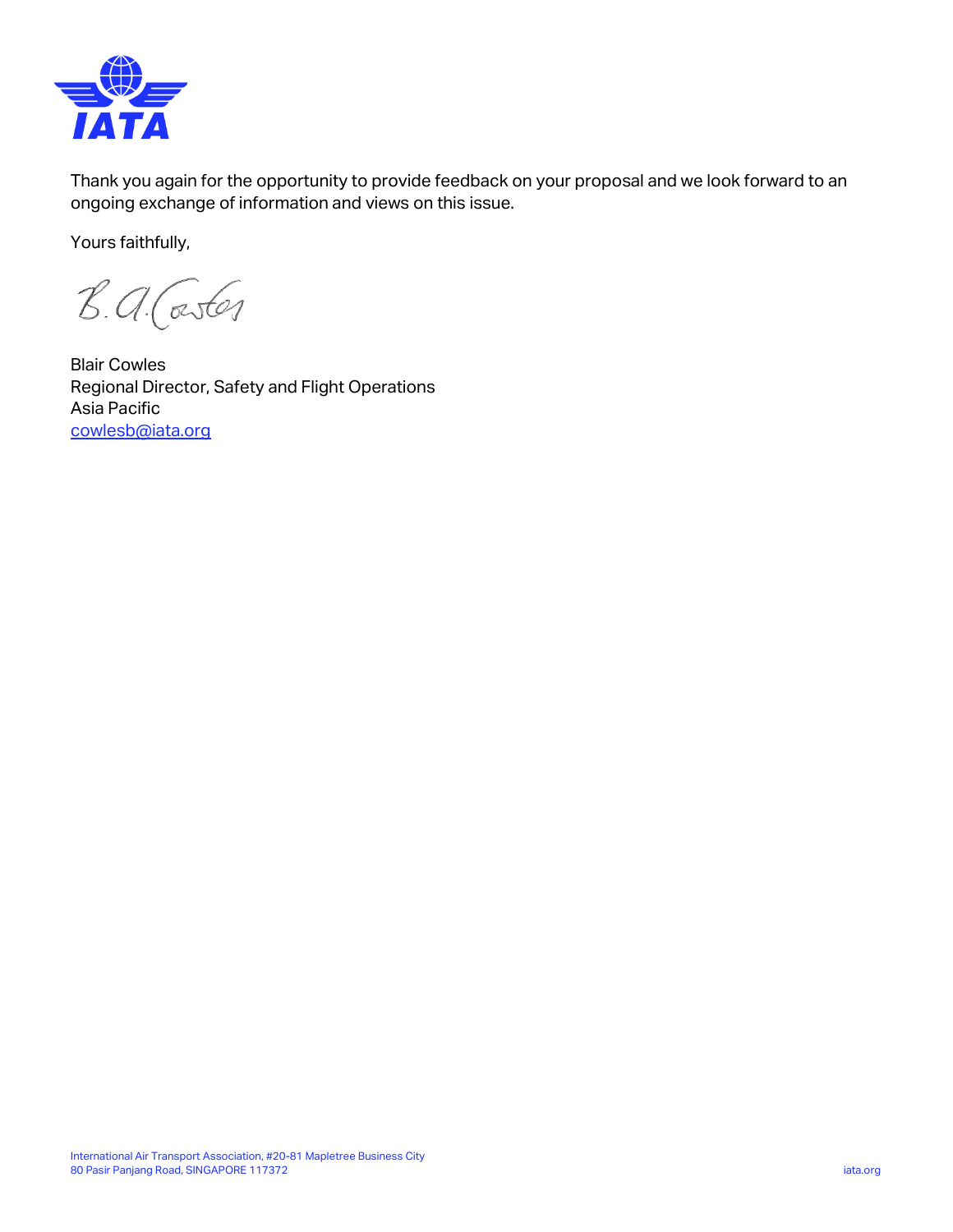Thank you again for the opportunity to provide feedback on your proposal and we look forward to an ongoing exchange of information and views on this issue.

Yours faithfully,

Blair Cowles
Regional Director, Safety and Flight Operations
Asia Pacific
cowlesb@iata.org